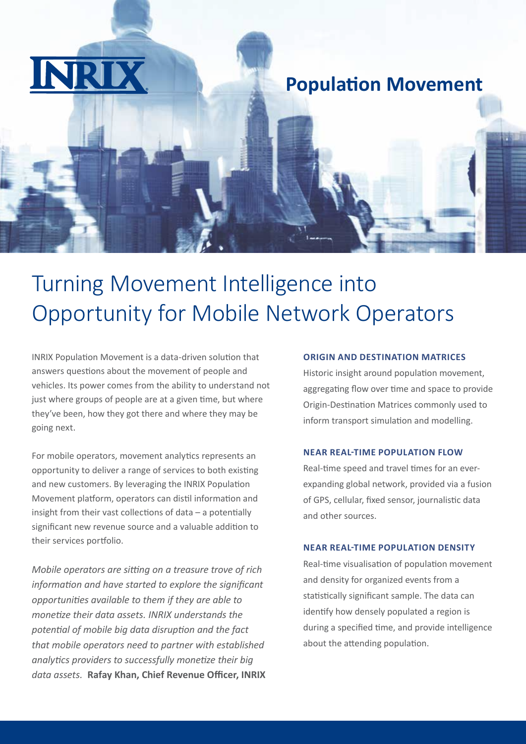INRIX

# Population Movement

## Turning Movement Intelligence into Opportunity for Mobile Network Operators

INRIX Population Movement is a data-driven solution that answers questions about the movement of people and vehicles. Its power comes from the ability to understand not just where groups of people are at a given time, but where they've been, how they got there and where they may be going next.

For mobile operators, movement analytics represents an opportunity to deliver a range of services to both existing and new customers. By leveraging the INRIX Population Movement platform, operators can distil information and insight from their vast collections of data – a potentially significant new revenue source and a valuable addition to their services portfolio.

*Mobile operators are sitting on a treasure trove of rich information and have started to explore the significant opportunities available to them if they are able to monetize their data assets. INRIX understands the potential of mobile big data disruption and the fact that mobile operators need to partner with established analytics providers to successfully monetize their big data assets.* **Rafay Khan, Chief Revenue Officer, INRIX**

### ORIGIN AND DESTINATION MATRICES

Historic insight around population movement, aggregating flow over time and space to provide Origin-Destination Matrices commonly used to inform transport simulation and modelling.

### NEAR REAL-TIME POPULATION FLOW

Real-time speed and travel times for an ever-expanding global network, provided via a fusion of GPS, cellular, fixed sensor, journalistic data and other sources.

### NEAR REAL-TIME POPULATION DENSITY

Real-time visualisation of population movement and density for organized events from a statistically significant sample. The data can identify how densely populated a region is during a specified time, and provide intelligence about the attending population.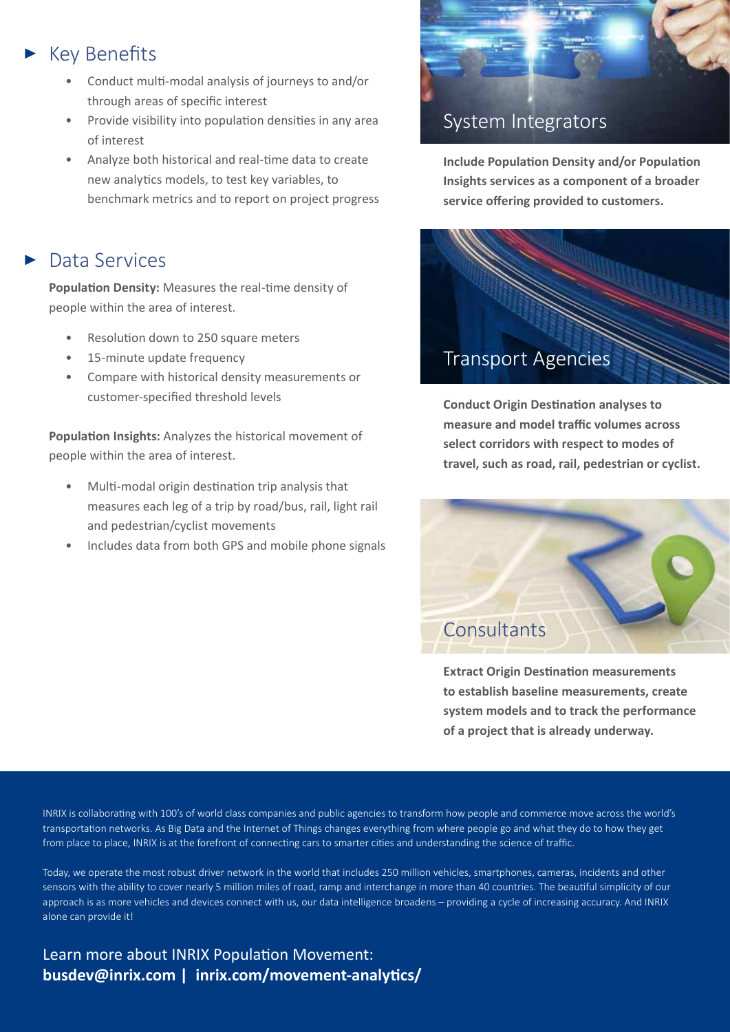## Key Benefits

- Conduct multi-modal analysis of journeys to and/or through areas of specific interest
- Provide visibility into population densities in any area of interest
- Analyze both historical and real-time data to create new analytics models, to test key variables, to benchmark metrics and to report on project progress

## Data Services

**Population Density:** Measures the real-time density of people within the area of interest.

- Resolution down to 250 square meters
- 15-minute update frequency
- Compare with historical density measurements or customer-specified threshold levels

**Population Insights:** Analyzes the historical movement of people within the area of interest.

- Multi-modal origin destination trip analysis that measures each leg of a trip by road/bus, rail, light rail and pedestrian/cyclist movements
- Includes data from both GPS and mobile phone signals

## System Integrators

**Include Population Density and/or Population Insights services as a component of a broader service offering provided to customers.**

## Transport Agencies

**Conduct Origin Destination analyses to measure and model traffic volumes across select corridors with respect to modes of travel, such as road, rail, pedestrian or cyclist.**

## Consultants

**Extract Origin Destination measurements to establish baseline measurements, create system models and to track the performance of a project that is already underway.**

INRIX is collaborating with 100's of world class companies and public agencies to transform how people and commerce move across the world's transportation networks. As Big Data and the Internet of Things changes everything from where people go and what they do to how they get from place to place, INRIX is at the forefront of connecting cars to smarter cities and understanding the science of traffic.

Today, we operate the most robust driver network in the world that includes 250 million vehicles, smartphones, cameras, incidents and other sensors with the ability to cover nearly 5 million miles of road, ramp and interchange in more than 40 countries. The beautiful simplicity of our approach is as more vehicles and devices connect with us, our data intelligence broadens – providing a cycle of increasing accuracy. And INRIX alone can provide it!

Learn more about INRIX Population Movement:
**busdev@inrix.com | inrix.com/movement-analytics/**